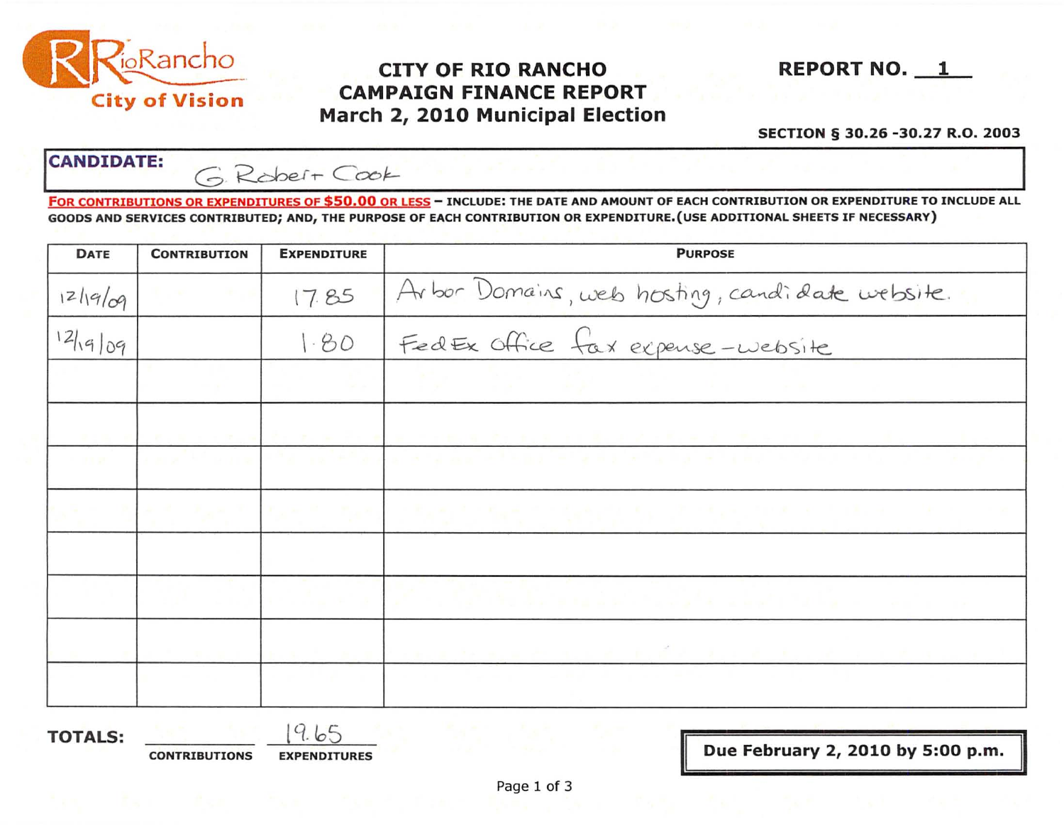RioRancho
City of Vision

# CITY OF RIO RANCHO
# CAMPAIGN FINANCE REPORT
# March 2, 2010 Municipal Election

**REPORT NO.** 1

**SECTION § 30.26 -30.27 R.O. 2003**

**CANDIDATE:** G. Robert Cook

**FOR CONTRIBUTIONS OR EXPENDITURES OF $50.00 OR LESS** – INCLUDE: THE DATE AND AMOUNT OF EACH CONTRIBUTION OR EXPENDITURE TO INCLUDE ALL GOODS AND SERVICES CONTRIBUTED; AND, THE PURPOSE OF EACH CONTRIBUTION OR EXPENDITURE. (USE ADDITIONAL SHEETS IF NECESSARY)

| DATE | CONTRIBUTION | EXPENDITURE | PURPOSE |
|---|---|---|---|
| 12/19/09 | | 17.85 | Arbor Domains, web hosting, candidate website. |
| 12/19/09 | | 1.80 | FedEx Office fax expense - website |
| | | | |
| | | | |
| | | | |
| | | | |
| | | | |
| | | | |
| | | | |
| | | | |

**TOTALS:** _______ CONTRIBUTIONS   19.65 EXPENDITURES

**Due February 2, 2010 by 5:00 p.m.**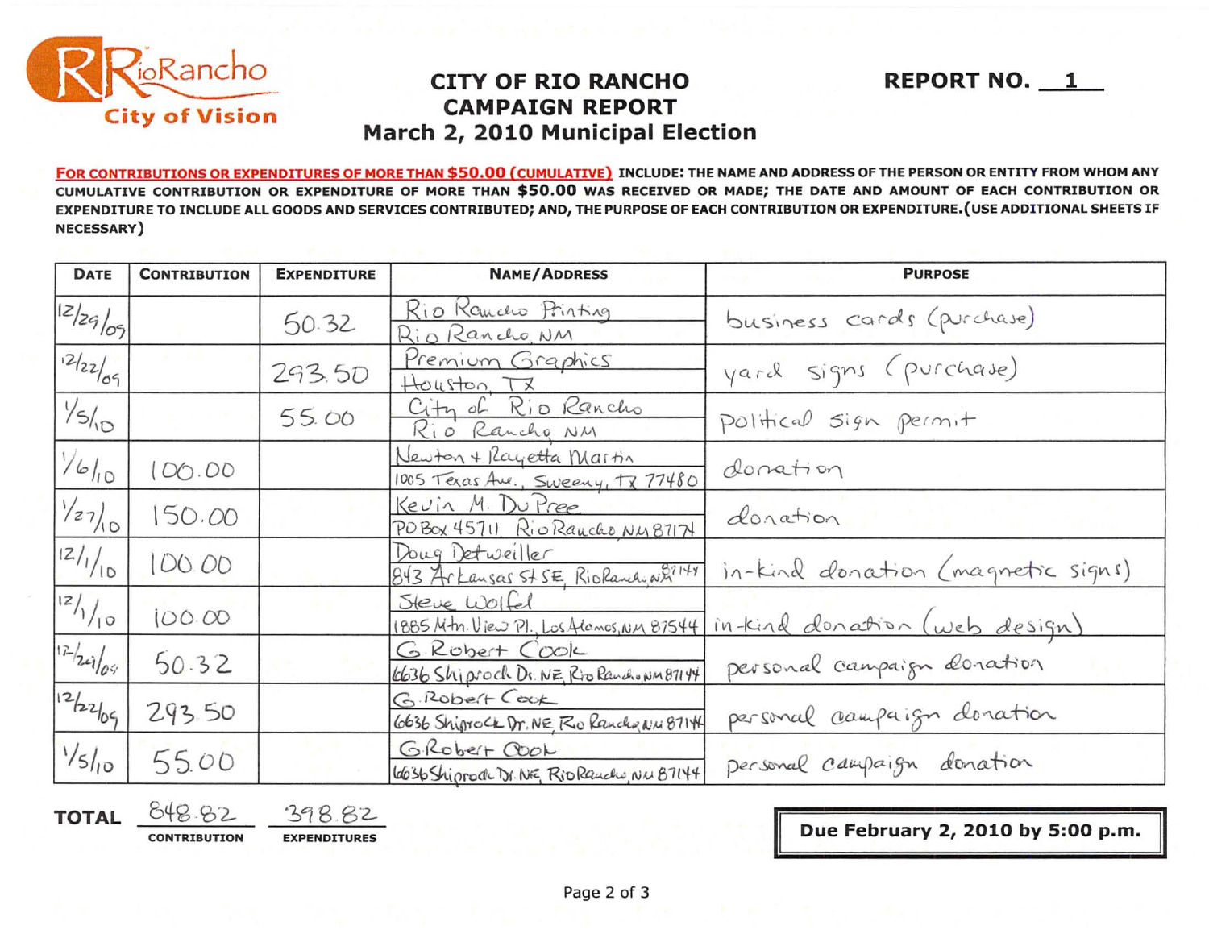RioRancho
City of Vision

# CITY OF RIO RANCHO CAMPAIGN REPORT March 2, 2010 Municipal Election

**REPORT NO. 1**

**FOR CONTRIBUTIONS OR EXPENDITURES OF MORE THAN $50.00 (CUMULATIVE) INCLUDE: THE NAME AND ADDRESS OF THE PERSON OR ENTITY FROM WHOM ANY CUMULATIVE CONTRIBUTION OR EXPENDITURE OF MORE THAN $50.00 WAS RECEIVED OR MADE; THE DATE AND AMOUNT OF EACH CONTRIBUTION OR EXPENDITURE TO INCLUDE ALL GOODS AND SERVICES CONTRIBUTED; AND, THE PURPOSE OF EACH CONTRIBUTION OR EXPENDITURE. (USE ADDITIONAL SHEETS IF NECESSARY)**

| DATE | CONTRIBUTION | EXPENDITURE | NAME/ADDRESS | PURPOSE |
|---|---|---|---|---|
| 12/29/09 | | 50.32 | Rio Rancho Printing<br>Rio Rancho, NM | business cards (purchase) |
| 12/22/09 | | 293.50 | Premium Graphics<br>Houston, TX | yard signs (purchase) |
| 1/5/10 | | 55.00 | City of Rio Rancho<br>Rio Rancho, NM | political sign permit |
| 1/6/10 | 100.00 | | Newton + Rayetta Martin<br>1005 Texas Ave., Sweeny, TX 77480 | donation |
| 1/27/10 | 150.00 | | Kevin M. DuPree<br>PO Box 45711, Rio Rancho, NM 87174 | donation |
| 12/1/10 | 100.00 | | Doug Detweiller<br>843 Arkansas St SE, Rio Rancho, NM 87124 | in-kind donation (magnetic signs) |
| 12/1/10 | 100.00 | | Steve Wolfel<br>1885 Mtn. View Pl., Los Alamos, NM 87544 | in-kind donation (web design) |
| 12/29/09 | 50.32 | | G. Robert Cook<br>6636 Shiprock Dr. NE, Rio Rancho, NM 87144 | personal campaign donation |
| 12/22/09 | 293.50 | | G. Robert Cook<br>6636 Shiprock Dr. NE, Rio Rancho, NM 87144 | personal campaign donation |
| 1/5/10 | 55.00 | | G. Robert Cook<br>6636 Shiprock Dr. NE, Rio Rancho, NM 87144 | personal campaign donation |

**TOTAL** 848.82 CONTRIBUTION 398.82 EXPENDITURES

**Due February 2, 2010 by 5:00 p.m.**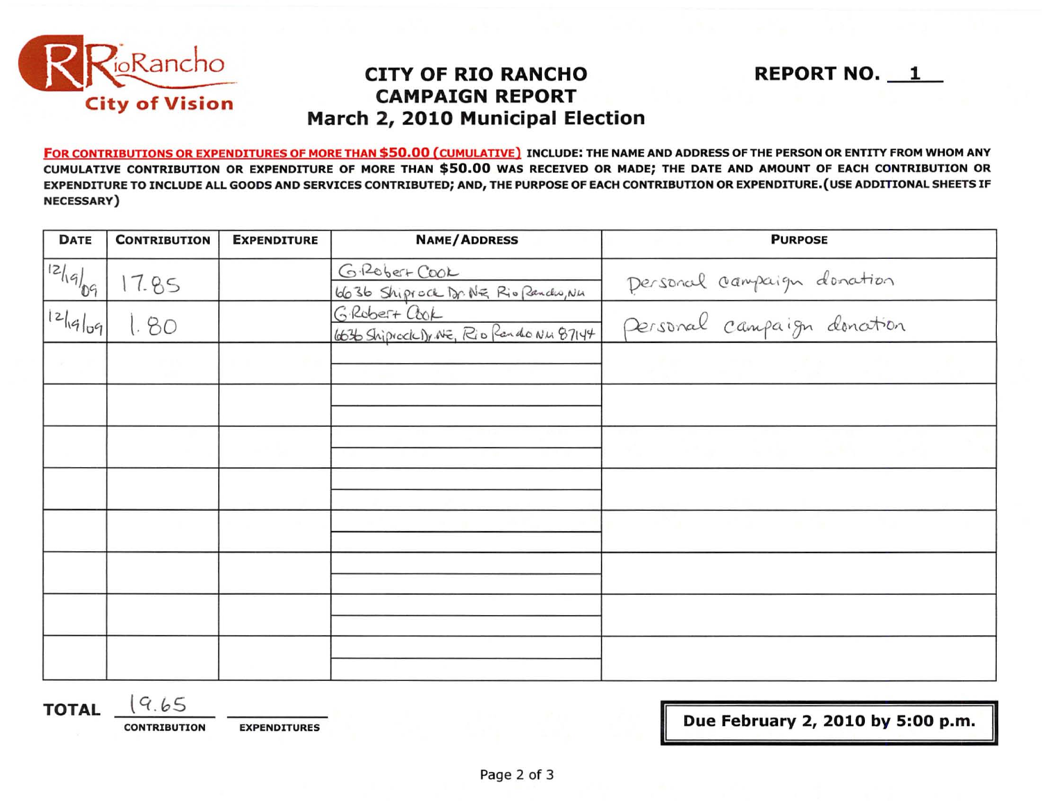RioRancho
City of Vision

# CITY OF RIO RANCHO
# CAMPAIGN REPORT
# March 2, 2010 Municipal Election

**REPORT NO. 1**

**FOR CONTRIBUTIONS OR EXPENDITURES OF MORE THAN $50.00 (CUMULATIVE)** INCLUDE: THE NAME AND ADDRESS OF THE PERSON OR ENTITY FROM WHOM ANY CUMULATIVE CONTRIBUTION OR EXPENDITURE OF MORE THAN $50.00 WAS RECEIVED OR MADE; THE DATE AND AMOUNT OF EACH CONTRIBUTION OR EXPENDITURE TO INCLUDE ALL GOODS AND SERVICES CONTRIBUTED; AND, THE PURPOSE OF EACH CONTRIBUTION OR EXPENDITURE. (USE ADDITIONAL SHEETS IF NECESSARY)

| DATE | CONTRIBUTION | EXPENDITURE | NAME/ADDRESS | PURPOSE |
|---|---|---|---|---|
| 12/19/09 | 17.85 | | G. Robert Cook<br>6636 Shiprock Dr. NE, Rio Rancho, NM | Personal campaign donation |
| 12/19/09 | 1.80 | | G. Robert Cook<br>6636 Shiprock Dr. NE, Rio Rancho NM 87144 | Personal campaign donation |
| | | | | |
| | | | | |
| | | | | |
| | | | | |
| | | | | |
| | | | | |
| | | | | |
| | | | | |

**TOTAL** 19.65 (CONTRIBUTION) ______ (EXPENDITURES)

**Due February 2, 2010 by 5:00 p.m.**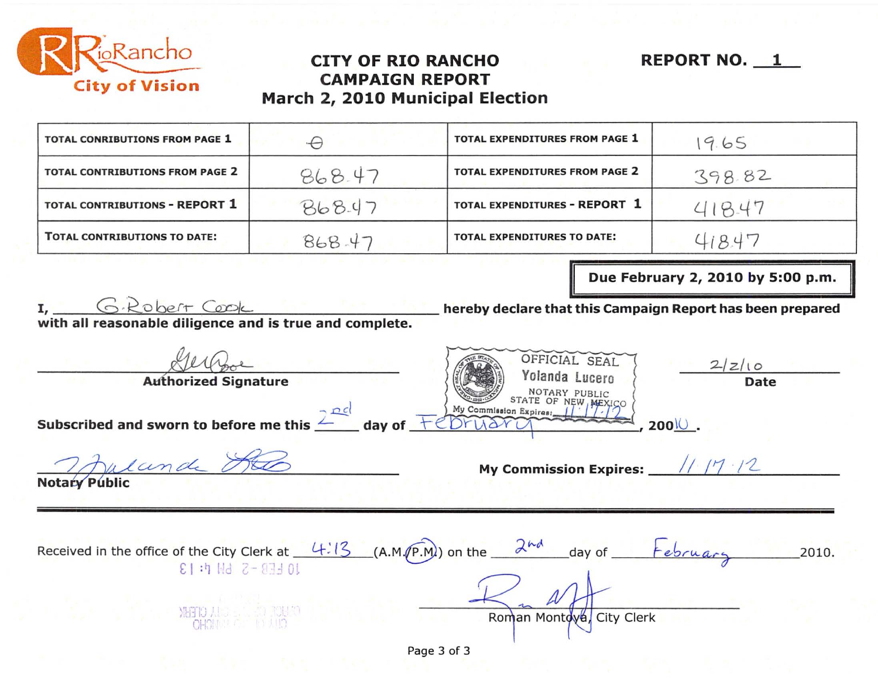RioRancho
City of Vision

# CITY OF RIO RANCHO
# CAMPAIGN REPORT
# March 2, 2010 Municipal Election

**REPORT NO. 1**

| | | | |
|---|---|---|---|
| **TOTAL CONRIBUTIONS FROM PAGE 1** | -0- | **TOTAL EXPENDITURES FROM PAGE 1** | 19.65 |
| **TOTAL CONTRIBUTIONS FROM PAGE 2** | 868.47 | **TOTAL EXPENDITURES FROM PAGE 2** | 398.82 |
| **TOTAL CONTRIBUTIONS - REPORT 1** | 868.47 | **TOTAL EXPENDITURES - REPORT 1** | 418.47 |
| **TOTAL CONTRIBUTIONS TO DATE:** | 868.47 | **TOTAL EXPENDITURES TO DATE:** | 418.47 |

**Due February 2, 2010 by 5:00 p.m.**

**I,** G. Robert Cook **hereby declare that this Campaign Report has been prepared with all reasonable diligence and is true and complete.**

[Signature]
**Authorized Signature**

OFFICIAL SEAL
Yolanda Lucero
NOTARY PUBLIC
STATE OF NEW MEXICO
My Commission Expires: 11-17-12

2/2/10
**Date**

**Subscribed and sworn to before me this** 2nd **day of** February **, 200**10**.**

[Signature]
**Notary Public**

**My Commission Expires:** 11-17-12

---

Received in the office of the City Clerk at 4:13 (A.M./P.M.) on the 2nd day of February 2010.

10 FEB -2 PM 4:13

OFFICE OF THE CITY CLERK
CITY OF RIO RANCHO

[Signature]
Roman Montoya, City Clerk